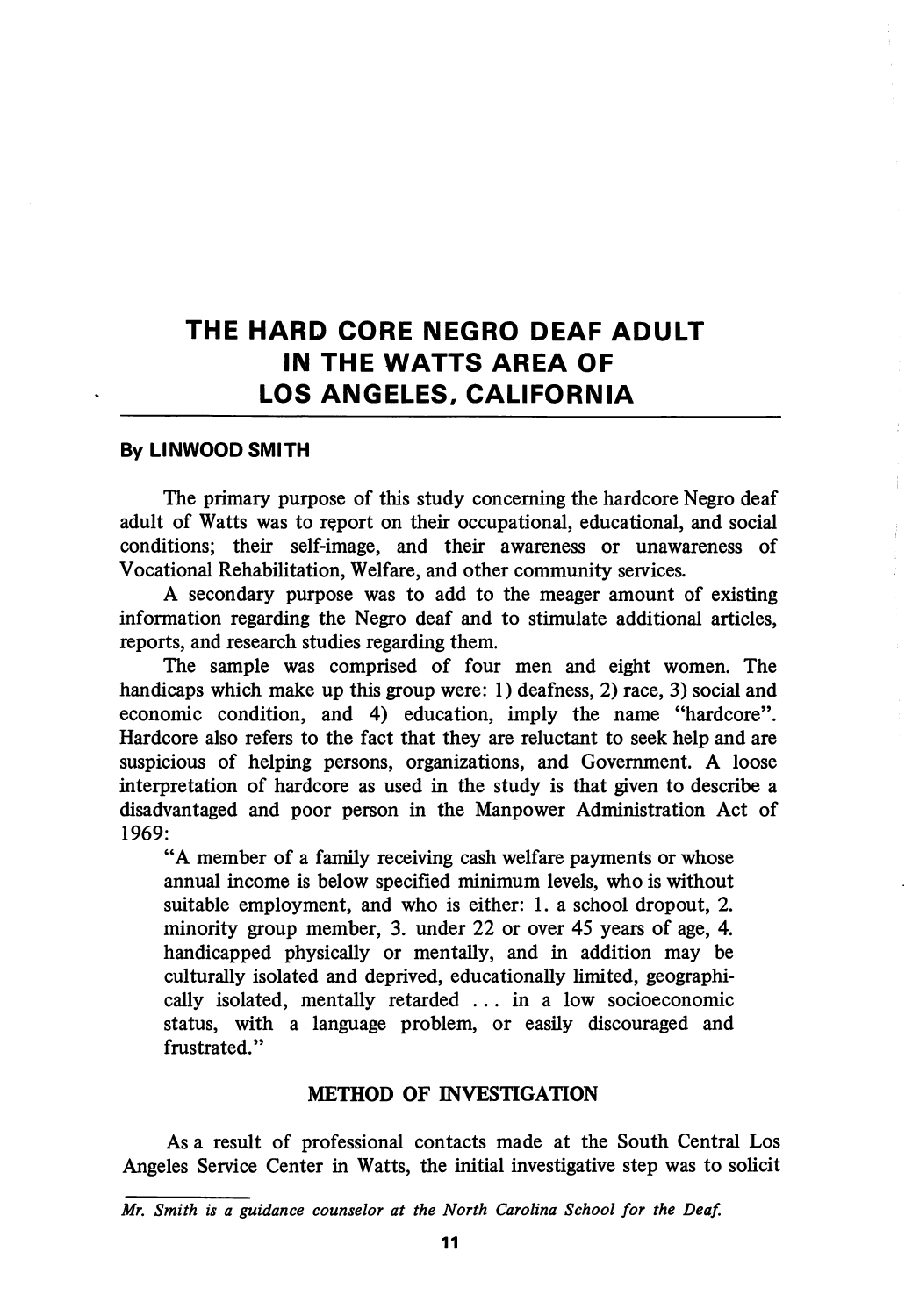# THE HARD CORE NEGRO DEAF ADULT IN THE WATTS AREA OF LOS ANGELES, CALIFORNIA

**By LINWOOD SMITH**

The primary purpose of this study concerning the hardcore Negro deaf adult of Watts was to report on their occupational, educational, and social conditions; their self-image, and their awareness or unawareness of Vocational Rehabilitation, Welfare, and other community services.

A secondary purpose was to add to the meager amount of existing information regarding the Negro deaf and to stimulate additional articles, reports, and research studies regarding them.

The sample was comprised of four men and eight women. The handicaps which make up this group were: 1) deafness, 2) race, 3) social and economic condition, and 4) education, imply the name "hardcore". Hardcore also refers to the fact that they are reluctant to seek help and are suspicious of helping persons, organizations, and Government. A loose interpretation of hardcore as used in the study is that given to describe a disadvantaged and poor person in the Manpower Administration Act of 1969:

> "A member of a family receiving cash welfare payments or whose annual income is below specified minimum levels, who is without suitable employment, and who is either: 1. a school dropout, 2. minority group member, 3. under 22 or over 45 years of age, 4. handicapped physically or mentally, and in addition may be culturally isolated and deprived, educationally limited, geographically isolated, mentally retarded . . . in a low socioeconomic status, with a language problem, or easily discouraged and frustrated."

## METHOD OF INVESTIGATION

As a result of professional contacts made at the South Central Los Angeles Service Center in Watts, the initial investigative step was to solicit

---

*Mr. Smith is a guidance counselor at the North Carolina School for the Deaf.*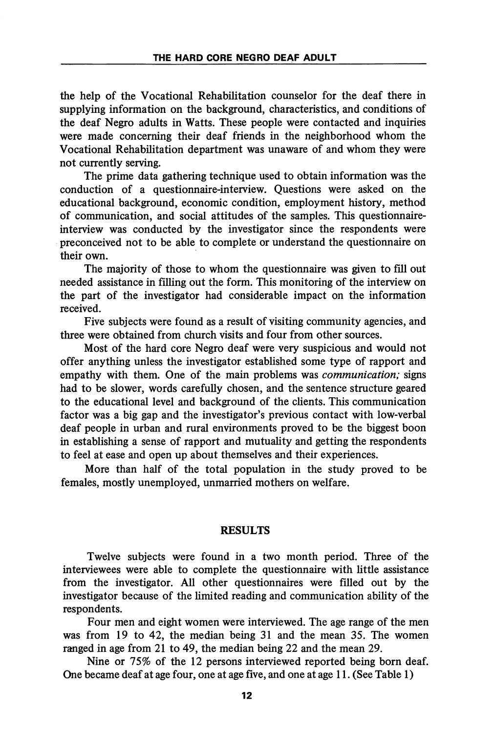the help of the Vocational Rehabilitation counselor for the deaf there in supplying information on the background, characteristics, and conditions of the deaf Negro adults in Watts. These people were contacted and inquiries were made concerning their deaf friends in the neighborhood whom the Vocational Rehabilitation department was unaware of and whom they were not currently serving.

The prime data gathering technique used to obtain information was the conduction of a questionnaire-interview. Questions were asked on the educational background, economic condition, employment history, method of communication, and social attitudes of the samples. This questionnaire-interview was conducted by the investigator since the respondents were preconceived not to be able to complete or understand the questionnaire on their own.

The majority of those to whom the questionnaire was given to fill out needed assistance in filling out the form. This monitoring of the interview on the part of the investigator had considerable impact on the information received.

Five subjects were found as a result of visiting community agencies, and three were obtained from church visits and four from other sources.

Most of the hard core Negro deaf were very suspicious and would not offer anything unless the investigator established some type of rapport and empathy with them. One of the main problems was *communication;* signs had to be slower, words carefully chosen, and the sentence structure geared to the educational level and background of the clients. This communication factor was a big gap and the investigator's previous contact with low-verbal deaf people in urban and rural environments proved to be the biggest boon in establishing a sense of rapport and mutuality and getting the respondents to feel at ease and open up about themselves and their experiences.

More than half of the total population in the study proved to be females, mostly unemployed, unmarried mothers on welfare.

## RESULTS

Twelve subjects were found in a two month period. Three of the interviewees were able to complete the questionnaire with little assistance from the investigator. All other questionnaires were filled out by the investigator because of the limited reading and communication ability of the respondents.

Four men and eight women were interviewed. The age range of the men was from 19 to 42, the median being 31 and the mean 35. The women ranged in age from 21 to 49, the median being 22 and the mean 29.

Nine or 75% of the 12 persons interviewed reported being born deaf. One became deaf at age four, one at age five, and one at age 11. (See Table 1)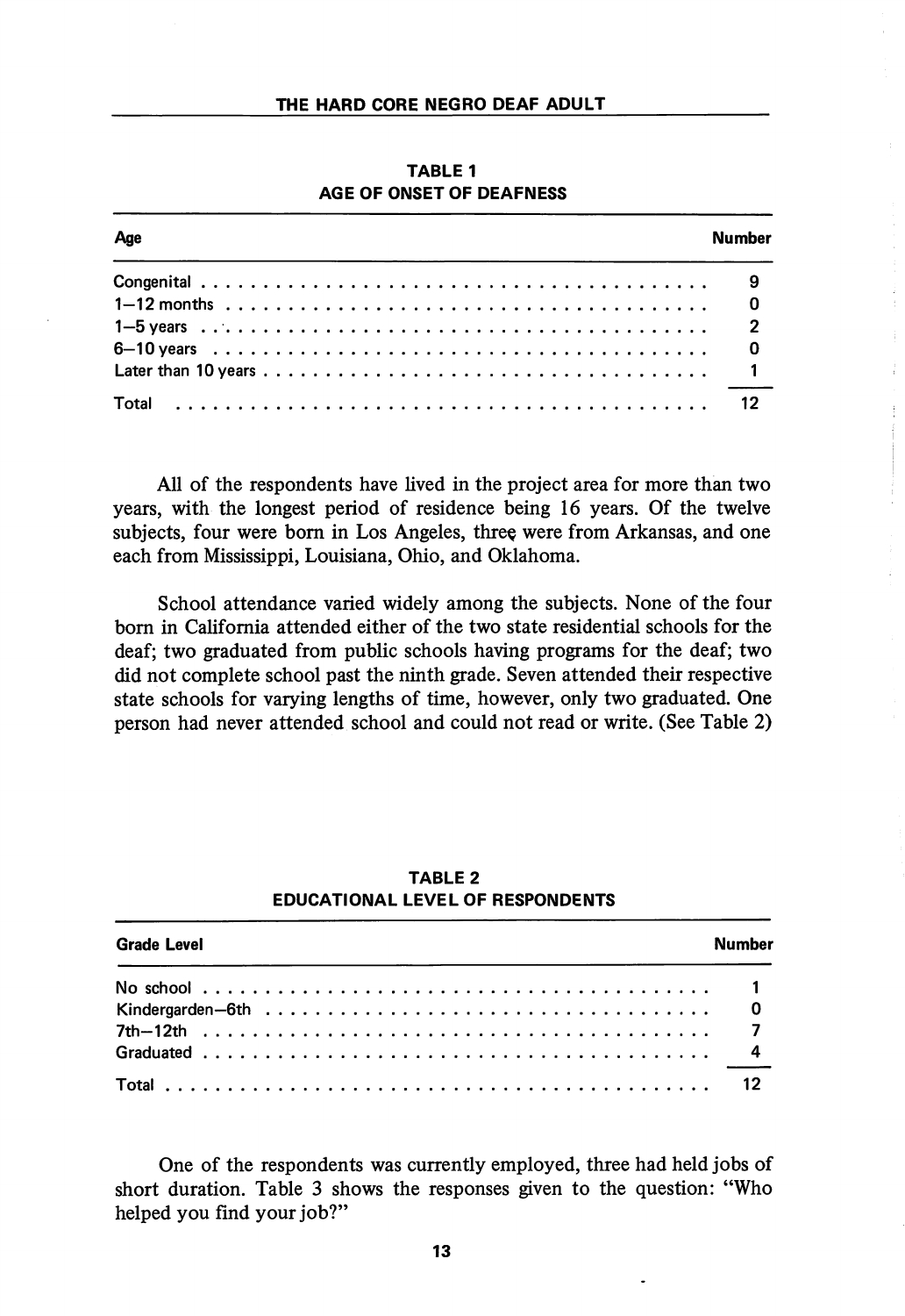**TABLE 1**
**AGE OF ONSET OF DEAFNESS**

| Age | Number |
|---|---|
| Congenital | 9 |
| 1–12 months | 0 |
| 1–5 years | 2 |
| 6–10 years | 0 |
| Later than 10 years | 1 |
| Total | 12 |

All of the respondents have lived in the project area for more than two years, with the longest period of residence being 16 years. Of the twelve subjects, four were born in Los Angeles, three were from Arkansas, and one each from Mississippi, Louisiana, Ohio, and Oklahoma.

School attendance varied widely among the subjects. None of the four born in California attended either of the two state residential schools for the deaf; two graduated from public schools having programs for the deaf; two did not complete school past the ninth grade. Seven attended their respective state schools for varying lengths of time, however, only two graduated. One person had never attended school and could not read or write. (See Table 2)

**TABLE 2**
**EDUCATIONAL LEVEL OF RESPONDENTS**

| Grade Level | Number |
|---|---|
| No school | 1 |
| Kindergarden–6th | 0 |
| 7th–12th | 7 |
| Graduated | 4 |
| Total | 12 |

One of the respondents was currently employed, three had held jobs of short duration. Table 3 shows the responses given to the question: "Who helped you find your job?"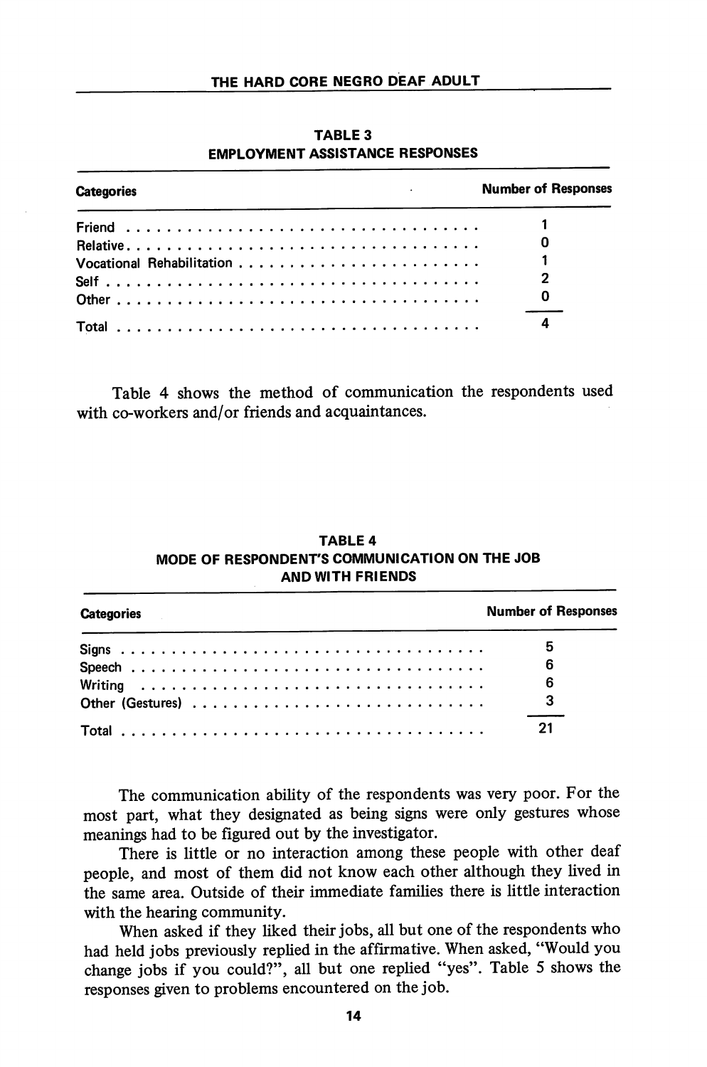**TABLE 3**
**EMPLOYMENT ASSISTANCE RESPONSES**

| Categories | Number of Responses |
|---|---|
| Friend | 1 |
| Relative | 0 |
| Vocational Rehabilitation | 1 |
| Self | 2 |
| Other | 0 |
| Total | 4 |

Table 4 shows the method of communication the respondents used with co-workers and/or friends and acquaintances.

**TABLE 4**
**MODE OF RESPONDENT'S COMMUNICATION ON THE JOB AND WITH FRIENDS**

| Categories | Number of Responses |
|---|---|
| Signs | 5 |
| Speech | 6 |
| Writing | 6 |
| Other (Gestures) | 3 |
| Total | 21 |

The communication ability of the respondents was very poor. For the most part, what they designated as being signs were only gestures whose meanings had to be figured out by the investigator.

There is little or no interaction among these people with other deaf people, and most of them did not know each other although they lived in the same area. Outside of their immediate families there is little interaction with the hearing community.

When asked if they liked their jobs, all but one of the respondents who had held jobs previously replied in the affirmative. When asked, "Would you change jobs if you could?", all but one replied "yes". Table 5 shows the responses given to problems encountered on the job.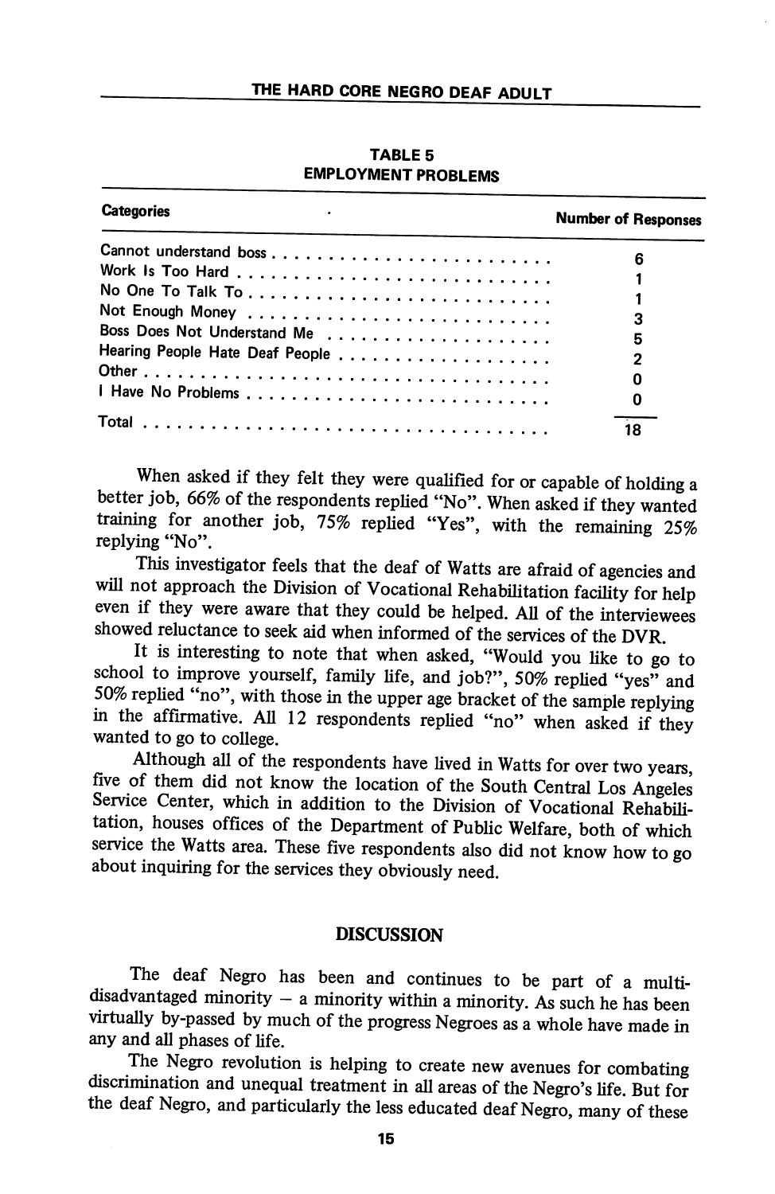**TABLE 5**
**EMPLOYMENT PROBLEMS**

| Categories | Number of Responses |
|---|---|
| Cannot understand boss | 6 |
| Work Is Too Hard | 1 |
| No One To Talk To | 1 |
| Not Enough Money | 3 |
| Boss Does Not Understand Me | 5 |
| Hearing People Hate Deaf People | 2 |
| Other | 0 |
| I Have No Problems | 0 |
| Total | 18 |

When asked if they felt they were qualified for or capable of holding a better job, 66% of the respondents replied "No". When asked if they wanted training for another job, 75% replied "Yes", with the remaining 25% replying "No".

This investigator feels that the deaf of Watts are afraid of agencies and will not approach the Division of Vocational Rehabilitation facility for help even if they were aware that they could be helped. All of the interviewees showed reluctance to seek aid when informed of the services of the DVR.

It is interesting to note that when asked, "Would you like to go to school to improve yourself, family life, and job?", 50% replied "yes" and 50% replied "no", with those in the upper age bracket of the sample replying in the affirmative. All 12 respondents replied "no" when asked if they wanted to go to college.

Although all of the respondents have lived in Watts for over two years, five of them did not know the location of the South Central Los Angeles Service Center, which in addition to the Division of Vocational Rehabilitation, houses offices of the Department of Public Welfare, both of which service the Watts area. These five respondents also did not know how to go about inquiring for the services they obviously need.

## DISCUSSION

The deaf Negro has been and continues to be part of a multi-disadvantaged minority – a minority within a minority. As such he has been virtually by-passed by much of the progress Negroes as a whole have made in any and all phases of life.

The Negro revolution is helping to create new avenues for combating discrimination and unequal treatment in all areas of the Negro's life. But for the deaf Negro, and particularly the less educated deaf Negro, many of these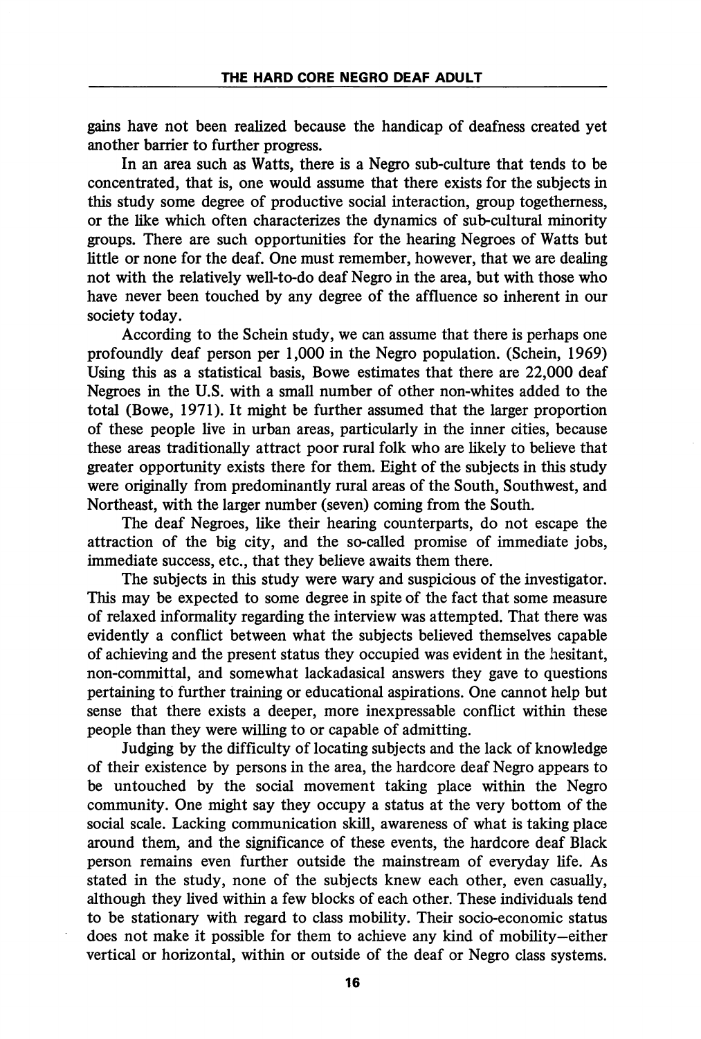gains have not been realized because the handicap of deafness created yet another barrier to further progress.

In an area such as Watts, there is a Negro sub-culture that tends to be concentrated, that is, one would assume that there exists for the subjects in this study some degree of productive social interaction, group togetherness, or the like which often characterizes the dynamics of sub-cultural minority groups. There are such opportunities for the hearing Negroes of Watts but little or none for the deaf. One must remember, however, that we are dealing not with the relatively well-to-do deaf Negro in the area, but with those who have never been touched by any degree of the affluence so inherent in our society today.

According to the Schein study, we can assume that there is perhaps one profoundly deaf person per 1,000 in the Negro population. (Schein, 1969) Using this as a statistical basis, Bowe estimates that there are 22,000 deaf Negroes in the U.S. with a small number of other non-whites added to the total (Bowe, 1971). It might be further assumed that the larger proportion of these people live in urban areas, particularly in the inner cities, because these areas traditionally attract poor rural folk who are likely to believe that greater opportunity exists there for them. Eight of the subjects in this study were originally from predominantly rural areas of the South, Southwest, and Northeast, with the larger number (seven) coming from the South.

The deaf Negroes, like their hearing counterparts, do not escape the attraction of the big city, and the so-called promise of immediate jobs, immediate success, etc., that they believe awaits them there.

The subjects in this study were wary and suspicious of the investigator. This may be expected to some degree in spite of the fact that some measure of relaxed informality regarding the interview was attempted. That there was evidently a conflict between what the subjects believed themselves capable of achieving and the present status they occupied was evident in the hesitant, non-committal, and somewhat lackadasical answers they gave to questions pertaining to further training or educational aspirations. One cannot help but sense that there exists a deeper, more inexpressable conflict within these people than they were willing to or capable of admitting.

Judging by the difficulty of locating subjects and the lack of knowledge of their existence by persons in the area, the hardcore deaf Negro appears to be untouched by the social movement taking place within the Negro community. One might say they occupy a status at the very bottom of the social scale. Lacking communication skill, awareness of what is taking place around them, and the significance of these events, the hardcore deaf Black person remains even further outside the mainstream of everyday life. As stated in the study, none of the subjects knew each other, even casually, although they lived within a few blocks of each other. These individuals tend to be stationary with regard to class mobility. Their socio-economic status does not make it possible for them to achieve any kind of mobility—either vertical or horizontal, within or outside of the deaf or Negro class systems.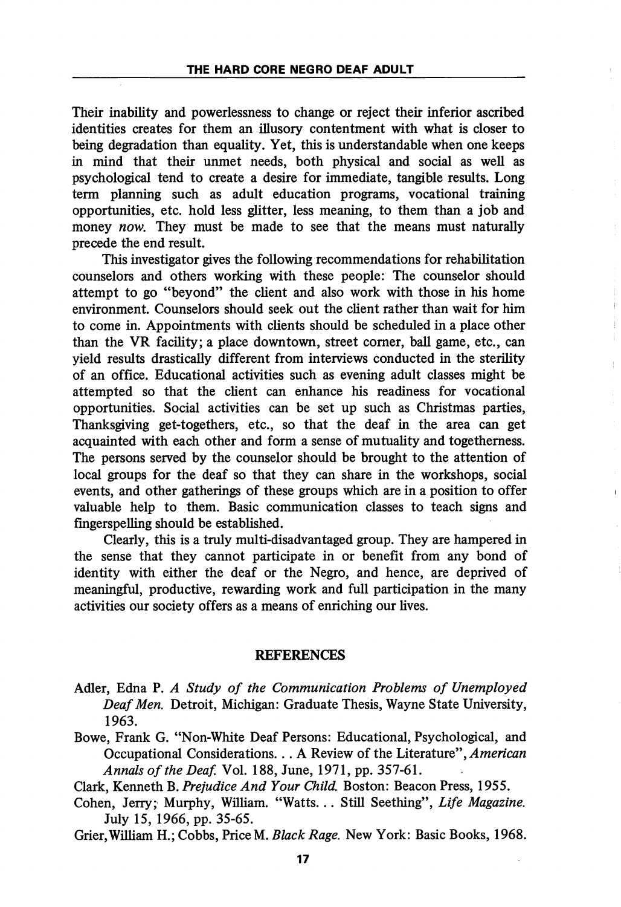Their inability and powerlessness to change or reject their inferior ascribed identities creates for them an illusory contentment with what is closer to being degradation than equality. Yet, this is understandable when one keeps in mind that their unmet needs, both physical and social as well as psychological tend to create a desire for immediate, tangible results. Long term planning such as adult education programs, vocational training opportunities, etc. hold less glitter, less meaning, to them than a job and money *now*. They must be made to see that the means must naturally precede the end result.

This investigator gives the following recommendations for rehabilitation counselors and others working with these people: The counselor should attempt to go "beyond" the client and also work with those in his home environment. Counselors should seek out the client rather than wait for him to come in. Appointments with clients should be scheduled in a place other than the VR facility; a place downtown, street corner, ball game, etc., can yield results drastically different from interviews conducted in the sterility of an office. Educational activities such as evening adult classes might be attempted so that the client can enhance his readiness for vocational opportunities. Social activities can be set up such as Christmas parties, Thanksgiving get-togethers, etc., so that the deaf in the area can get acquainted with each other and form a sense of mutuality and togetherness. The persons served by the counselor should be brought to the attention of local groups for the deaf so that they can share in the workshops, social events, and other gatherings of these groups which are in a position to offer valuable help to them. Basic communication classes to teach signs and fingerspelling should be established.

Clearly, this is a truly multi-disadvantaged group. They are hampered in the sense that they cannot participate in or benefit from any bond of identity with either the deaf or the Negro, and hence, are deprived of meaningful, productive, rewarding work and full participation in the many activities our society offers as a means of enriching our lives.

## REFERENCES

Adler, Edna P. *A Study of the Communication Problems of Unemployed Deaf Men.* Detroit, Michigan: Graduate Thesis, Wayne State University, 1963.

Bowe, Frank G. "Non-White Deaf Persons: Educational, Psychological, and Occupational Considerations. . . A Review of the Literature", *American Annals of the Deaf.* Vol. 188, June, 1971, pp. 357-61.

Clark, Kenneth B. *Prejudice And Your Child.* Boston: Beacon Press, 1955.

Cohen, Jerry; Murphy, William. "Watts. . . Still Seething", *Life Magazine.* July 15, 1966, pp. 35-65.

Grier, William H.; Cobbs, Price M. *Black Rage.* New York: Basic Books, 1968.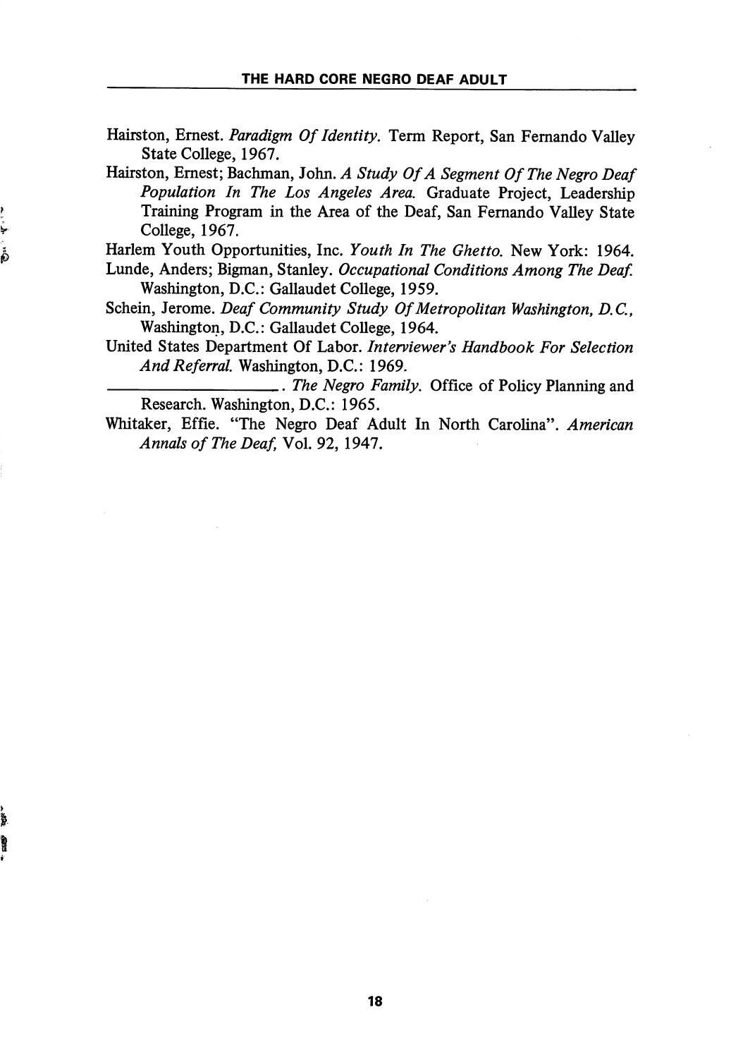Hairston, Ernest. *Paradigm Of Identity.* Term Report, San Fernando Valley State College, 1967.

Hairston, Ernest; Bachman, John. *A Study Of A Segment Of The Negro Deaf Population In The Los Angeles Area.* Graduate Project, Leadership Training Program in the Area of the Deaf, San Fernando Valley State College, 1967.

Harlem Youth Opportunities, Inc. *Youth In The Ghetto.* New York: 1964.

Lunde, Anders; Bigman, Stanley. *Occupational Conditions Among The Deaf.* Washington, D.C.: Gallaudet College, 1959.

Schein, Jerome. *Deaf Community Study Of Metropolitan Washington, D.C.,* Washington, D.C.: Gallaudet College, 1964.

United States Department Of Labor. *Interviewer's Handbook For Selection And Referral.* Washington, D.C.: 1969.

\_\_\_\_\_\_\_\_\_\_\_\_\_\_\_\_\_\_\_\_. *The Negro Family.* Office of Policy Planning and Research. Washington, D.C.: 1965.

Whitaker, Effie. "The Negro Deaf Adult In North Carolina". *American Annals of The Deaf,* Vol. 92, 1947.